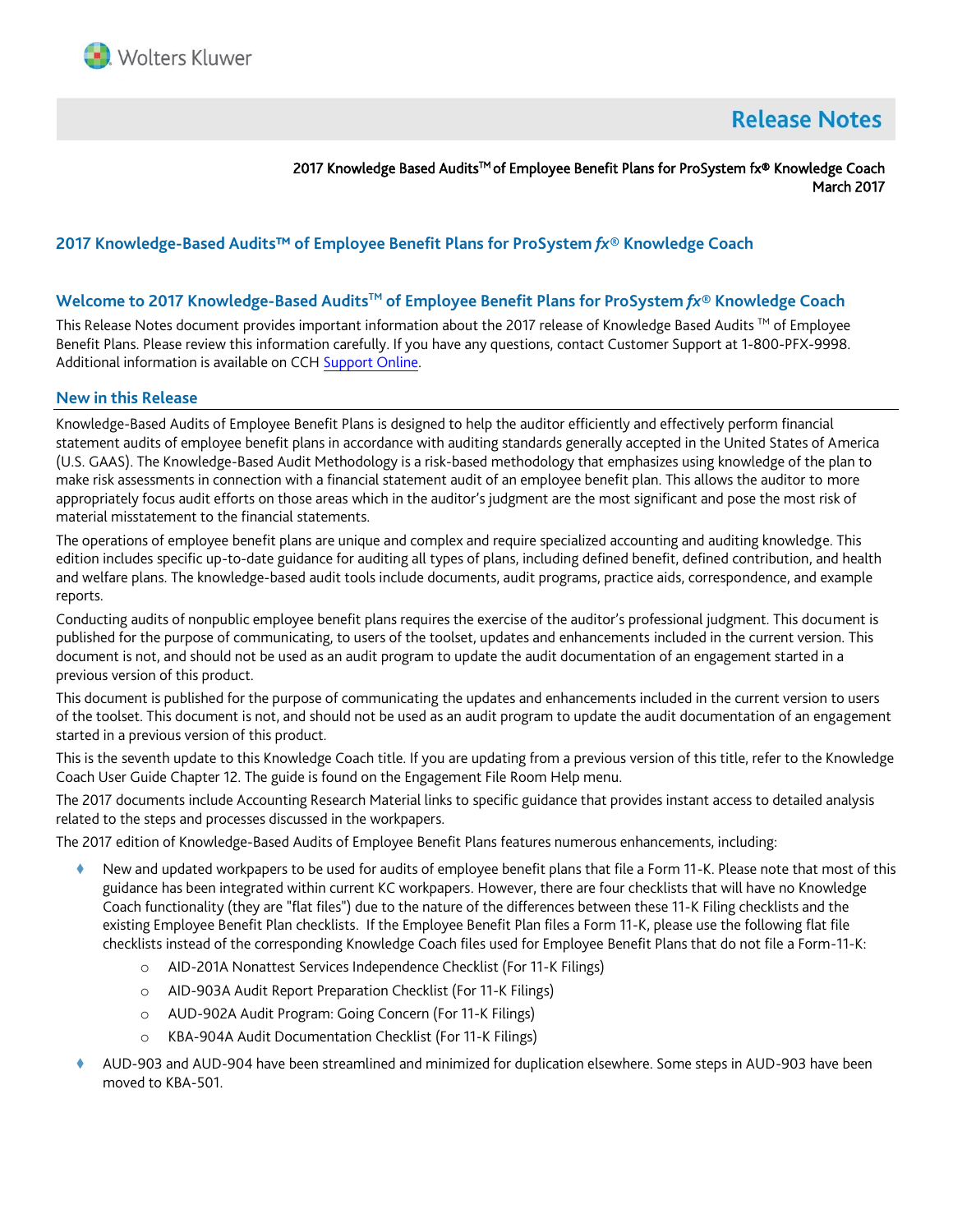# Release Notes

2017 Knowledge Based Audits™ of Employee Benefit Plans for ProSystem fx® Knowledge Coach
March 2017

## 2017 Knowledge-Based Audits™ of Employee Benefit Plans for ProSystem *fx*® Knowledge Coach

### Welcome to 2017 Knowledge-Based Audits™ of Employee Benefit Plans for ProSystem *fx*® Knowledge Coach

This Release Notes document provides important information about the 2017 release of Knowledge Based Audits ™ of Employee Benefit Plans. Please review this information carefully. If you have any questions, contact Customer Support at 1-800-PFX-9998. Additional information is available on CCH Support Online.

### New in this Release

Knowledge-Based Audits of Employee Benefit Plans is designed to help the auditor efficiently and effectively perform financial statement audits of employee benefit plans in accordance with auditing standards generally accepted in the United States of America (U.S. GAAS). The Knowledge-Based Audit Methodology is a risk-based methodology that emphasizes using knowledge of the plan to make risk assessments in connection with a financial statement audit of an employee benefit plan. This allows the auditor to more appropriately focus audit efforts on those areas which in the auditor's judgment are the most significant and pose the most risk of material misstatement to the financial statements.

The operations of employee benefit plans are unique and complex and require specialized accounting and auditing knowledge. This edition includes specific up-to-date guidance for auditing all types of plans, including defined benefit, defined contribution, and health and welfare plans. The knowledge-based audit tools include documents, audit programs, practice aids, correspondence, and example reports.

Conducting audits of nonpublic employee benefit plans requires the exercise of the auditor's professional judgment. This document is published for the purpose of communicating, to users of the toolset, updates and enhancements included in the current version. This document is not, and should not be used as an audit program to update the audit documentation of an engagement started in a previous version of this product.

This document is published for the purpose of communicating the updates and enhancements included in the current version to users of the toolset. This document is not, and should not be used as an audit program to update the audit documentation of an engagement started in a previous version of this product.

This is the seventh update to this Knowledge Coach title. If you are updating from a previous version of this title, refer to the Knowledge Coach User Guide Chapter 12. The guide is found on the Engagement File Room Help menu.

The 2017 documents include Accounting Research Material links to specific guidance that provides instant access to detailed analysis related to the steps and processes discussed in the workpapers.

The 2017 edition of Knowledge-Based Audits of Employee Benefit Plans features numerous enhancements, including:

- New and updated workpapers to be used for audits of employee benefit plans that file a Form 11-K. Please note that most of this guidance has been integrated within current KC workpapers. However, there are four checklists that will have no Knowledge Coach functionality (they are "flat files") due to the nature of the differences between these 11-K Filing checklists and the existing Employee Benefit Plan checklists. If the Employee Benefit Plan files a Form 11-K, please use the following flat file checklists instead of the corresponding Knowledge Coach files used for Employee Benefit Plans that do not file a Form-11-K:
  - AID-201A Nonattest Services Independence Checklist (For 11-K Filings)
  - AID-903A Audit Report Preparation Checklist (For 11-K Filings)
  - AUD-902A Audit Program: Going Concern (For 11-K Filings)
  - KBA-904A Audit Documentation Checklist (For 11-K Filings)
- AUD-903 and AUD-904 have been streamlined and minimized for duplication elsewhere. Some steps in AUD-903 have been moved to KBA-501.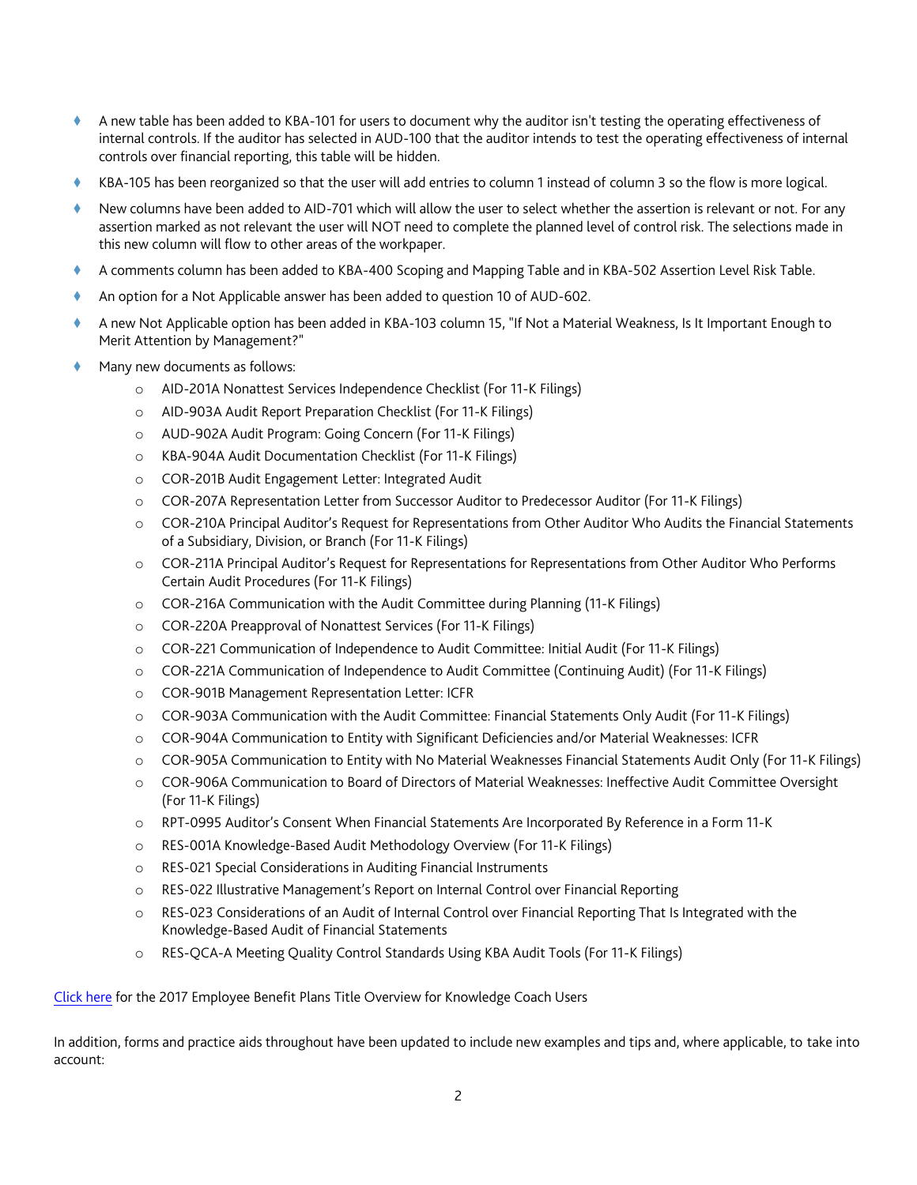- A new table has been added to KBA-101 for users to document why the auditor isn't testing the operating effectiveness of internal controls. If the auditor has selected in AUD-100 that the auditor intends to test the operating effectiveness of internal controls over financial reporting, this table will be hidden.
- KBA-105 has been reorganized so that the user will add entries to column 1 instead of column 3 so the flow is more logical.
- New columns have been added to AID-701 which will allow the user to select whether the assertion is relevant or not. For any assertion marked as not relevant the user will NOT need to complete the planned level of control risk. The selections made in this new column will flow to other areas of the workpaper.
- A comments column has been added to KBA-400 Scoping and Mapping Table and in KBA-502 Assertion Level Risk Table.
- An option for a Not Applicable answer has been added to question 10 of AUD-602.
- A new Not Applicable option has been added in KBA-103 column 15, "If Not a Material Weakness, Is It Important Enough to Merit Attention by Management?"
- Many new documents as follows:
  - AID-201A Nonattest Services Independence Checklist (For 11-K Filings)
  - AID-903A Audit Report Preparation Checklist (For 11-K Filings)
  - AUD-902A Audit Program: Going Concern (For 11-K Filings)
  - KBA-904A Audit Documentation Checklist (For 11-K Filings)
  - COR-201B Audit Engagement Letter: Integrated Audit
  - COR-207A Representation Letter from Successor Auditor to Predecessor Auditor (For 11-K Filings)
  - COR-210A Principal Auditor's Request for Representations from Other Auditor Who Audits the Financial Statements of a Subsidiary, Division, or Branch (For 11-K Filings)
  - COR-211A Principal Auditor's Request for Representations for Representations from Other Auditor Who Performs Certain Audit Procedures (For 11-K Filings)
  - COR-216A Communication with the Audit Committee during Planning (11-K Filings)
  - COR-220A Preapproval of Nonattest Services (For 11-K Filings)
  - COR-221 Communication of Independence to Audit Committee: Initial Audit (For 11-K Filings)
  - COR-221A Communication of Independence to Audit Committee (Continuing Audit) (For 11-K Filings)
  - COR-901B Management Representation Letter: ICFR
  - COR-903A Communication with the Audit Committee: Financial Statements Only Audit (For 11-K Filings)
  - COR-904A Communication to Entity with Significant Deficiencies and/or Material Weaknesses: ICFR
  - COR-905A Communication to Entity with No Material Weaknesses Financial Statements Audit Only (For 11-K Filings)
  - COR-906A Communication to Board of Directors of Material Weaknesses: Ineffective Audit Committee Oversight (For 11-K Filings)
  - RPT-0995 Auditor's Consent When Financial Statements Are Incorporated By Reference in a Form 11-K
  - RES-001A Knowledge-Based Audit Methodology Overview (For 11-K Filings)
  - RES-021 Special Considerations in Auditing Financial Instruments
  - RES-022 Illustrative Management's Report on Internal Control over Financial Reporting
  - RES-023 Considerations of an Audit of Internal Control over Financial Reporting That Is Integrated with the Knowledge-Based Audit of Financial Statements
  - RES-QCA-A Meeting Quality Control Standards Using KBA Audit Tools (For 11-K Filings)

Click here for the 2017 Employee Benefit Plans Title Overview for Knowledge Coach Users

In addition, forms and practice aids throughout have been updated to include new examples and tips and, where applicable, to take into account: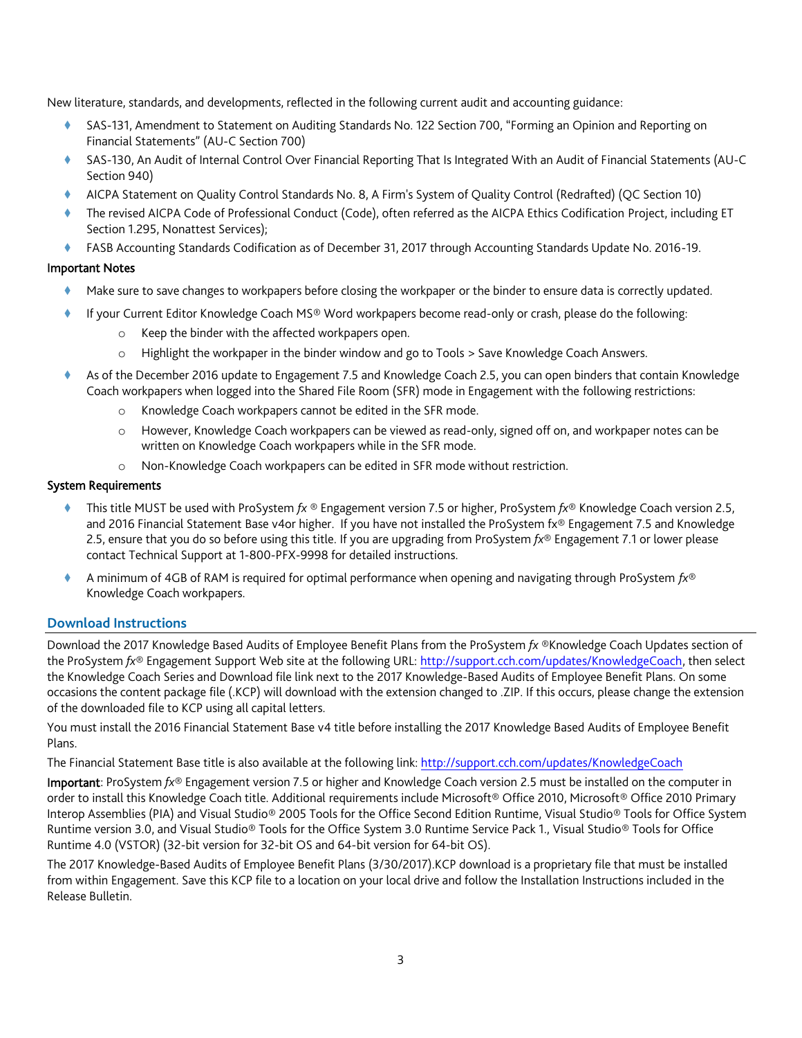New literature, standards, and developments, reflected in the following current audit and accounting guidance:

- SAS-131, Amendment to Statement on Auditing Standards No. 122 Section 700, "Forming an Opinion and Reporting on Financial Statements" (AU-C Section 700)
- SAS-130, An Audit of Internal Control Over Financial Reporting That Is Integrated With an Audit of Financial Statements (AU-C Section 940)
- AICPA Statement on Quality Control Standards No. 8, A Firm's System of Quality Control (Redrafted) (QC Section 10)
- The revised AICPA Code of Professional Conduct (Code), often referred as the AICPA Ethics Codification Project, including ET Section 1.295, Nonattest Services);
- FASB Accounting Standards Codification as of December 31, 2017 through Accounting Standards Update No. 2016-19.

**Important Notes**

- Make sure to save changes to workpapers before closing the workpaper or the binder to ensure data is correctly updated.
- If your Current Editor Knowledge Coach MS® Word workpapers become read-only or crash, please do the following:
  - Keep the binder with the affected workpapers open.
  - Highlight the workpaper in the binder window and go to Tools > Save Knowledge Coach Answers.
- As of the December 2016 update to Engagement 7.5 and Knowledge Coach 2.5, you can open binders that contain Knowledge Coach workpapers when logged into the Shared File Room (SFR) mode in Engagement with the following restrictions:
  - Knowledge Coach workpapers cannot be edited in the SFR mode.
  - However, Knowledge Coach workpapers can be viewed as read-only, signed off on, and workpaper notes can be written on Knowledge Coach workpapers while in the SFR mode.
  - Non-Knowledge Coach workpapers can be edited in SFR mode without restriction.

**System Requirements**

- This title MUST be used with ProSystem *fx* ® Engagement version 7.5 or higher, ProSystem *fx*® Knowledge Coach version 2.5, and 2016 Financial Statement Base v4or higher. If you have not installed the ProSystem fx® Engagement 7.5 and Knowledge 2.5, ensure that you do so before using this title. If you are upgrading from ProSystem *fx*® Engagement 7.1 or lower please contact Technical Support at 1-800-PFX-9998 for detailed instructions.
- A minimum of 4GB of RAM is required for optimal performance when opening and navigating through ProSystem *fx*® Knowledge Coach workpapers.

## Download Instructions

Download the 2017 Knowledge Based Audits of Employee Benefit Plans from the ProSystem *fx* ®Knowledge Coach Updates section of the ProSystem *fx*® Engagement Support Web site at the following URL: http://support.cch.com/updates/KnowledgeCoach, then select the Knowledge Coach Series and Download file link next to the 2017 Knowledge-Based Audits of Employee Benefit Plans. On some occasions the content package file (.KCP) will download with the extension changed to .ZIP. If this occurs, please change the extension of the downloaded file to KCP using all capital letters.

You must install the 2016 Financial Statement Base v4 title before installing the 2017 Knowledge Based Audits of Employee Benefit Plans.

The Financial Statement Base title is also available at the following link: http://support.cch.com/updates/KnowledgeCoach

**Important**: ProSystem *fx*® Engagement version 7.5 or higher and Knowledge Coach version 2.5 must be installed on the computer in order to install this Knowledge Coach title. Additional requirements include Microsoft® Office 2010, Microsoft® Office 2010 Primary Interop Assemblies (PIA) and Visual Studio® 2005 Tools for the Office Second Edition Runtime, Visual Studio® Tools for Office System Runtime version 3.0, and Visual Studio® Tools for the Office System 3.0 Runtime Service Pack 1., Visual Studio® Tools for Office Runtime 4.0 (VSTOR) (32-bit version for 32-bit OS and 64-bit version for 64-bit OS).

The 2017 Knowledge-Based Audits of Employee Benefit Plans (3/30/2017).KCP download is a proprietary file that must be installed from within Engagement. Save this KCP file to a location on your local drive and follow the Installation Instructions included in the Release Bulletin.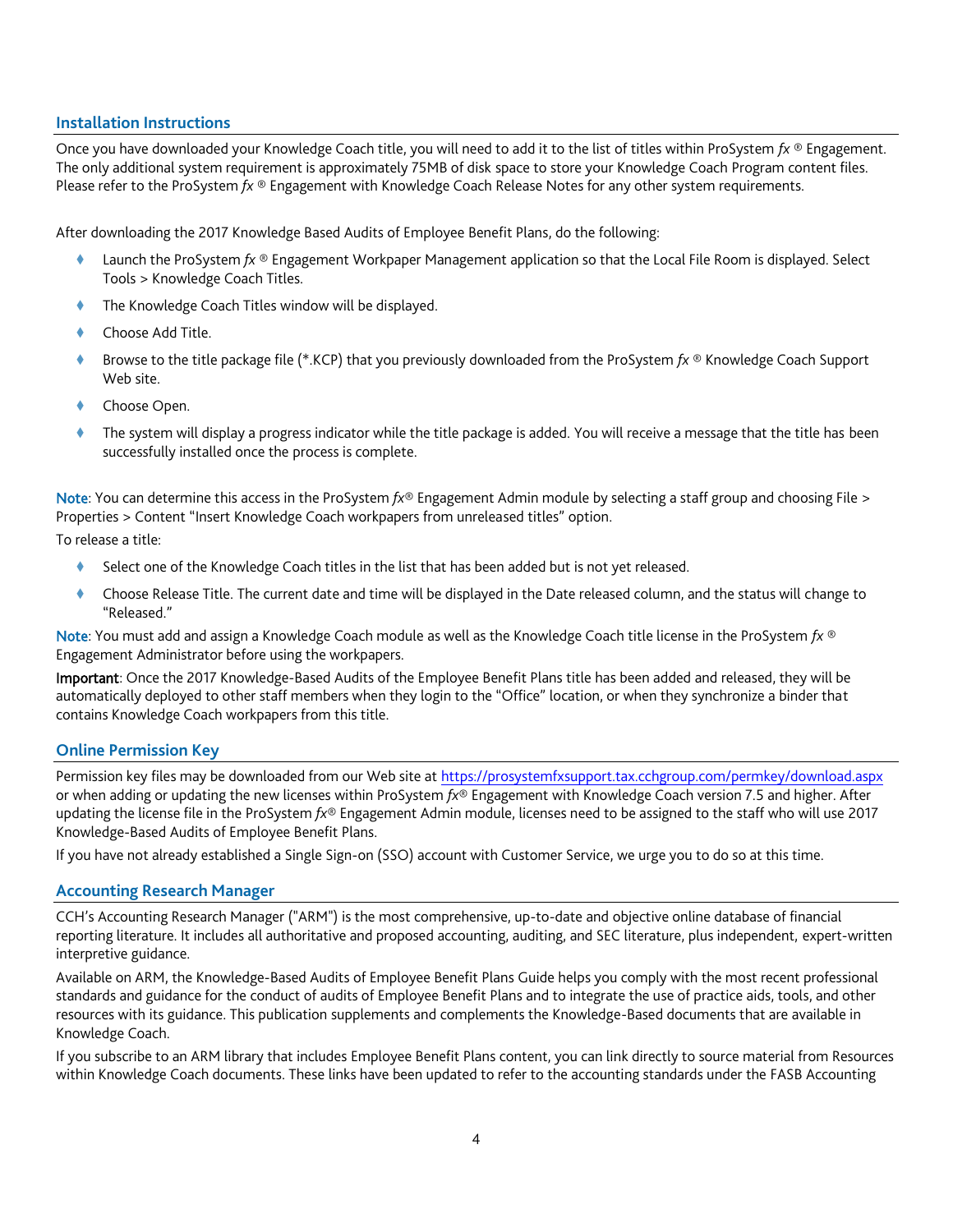## Installation Instructions

Once you have downloaded your Knowledge Coach title, you will need to add it to the list of titles within ProSystem *fx* ® Engagement. The only additional system requirement is approximately 75MB of disk space to store your Knowledge Coach Program content files. Please refer to the ProSystem *fx* ® Engagement with Knowledge Coach Release Notes for any other system requirements.

After downloading the 2017 Knowledge Based Audits of Employee Benefit Plans, do the following:

- Launch the ProSystem *fx* ® Engagement Workpaper Management application so that the Local File Room is displayed. Select Tools > Knowledge Coach Titles.
- The Knowledge Coach Titles window will be displayed.
- Choose Add Title.
- Browse to the title package file (*.KCP) that you previously downloaded from the ProSystem *fx* ® Knowledge Coach Support Web site.
- Choose Open.
- The system will display a progress indicator while the title package is added. You will receive a message that the title has been successfully installed once the process is complete.

**Note**: You can determine this access in the ProSystem *fx*® Engagement Admin module by selecting a staff group and choosing File > Properties > Content "Insert Knowledge Coach workpapers from unreleased titles" option.

To release a title:

- Select one of the Knowledge Coach titles in the list that has been added but is not yet released.
- Choose Release Title. The current date and time will be displayed in the Date released column, and the status will change to "Released."

**Note**: You must add and assign a Knowledge Coach module as well as the Knowledge Coach title license in the ProSystem *fx* ® Engagement Administrator before using the workpapers.

**Important**: Once the 2017 Knowledge-Based Audits of the Employee Benefit Plans title has been added and released, they will be automatically deployed to other staff members when they login to the "Office" location, or when they synchronize a binder that contains Knowledge Coach workpapers from this title.

## Online Permission Key

Permission key files may be downloaded from our Web site at https://prosystemfxsupport.tax.cchgroup.com/permkey/download.aspx or when adding or updating the new licenses within ProSystem *fx*® Engagement with Knowledge Coach version 7.5 and higher. After updating the license file in the ProSystem *fx*® Engagement Admin module, licenses need to be assigned to the staff who will use 2017 Knowledge-Based Audits of Employee Benefit Plans.

If you have not already established a Single Sign-on (SSO) account with Customer Service, we urge you to do so at this time.

## Accounting Research Manager

CCH's Accounting Research Manager ("ARM") is the most comprehensive, up-to-date and objective online database of financial reporting literature. It includes all authoritative and proposed accounting, auditing, and SEC literature, plus independent, expert-written interpretive guidance.

Available on ARM, the Knowledge-Based Audits of Employee Benefit Plans Guide helps you comply with the most recent professional standards and guidance for the conduct of audits of Employee Benefit Plans and to integrate the use of practice aids, tools, and other resources with its guidance. This publication supplements and complements the Knowledge-Based documents that are available in Knowledge Coach.

If you subscribe to an ARM library that includes Employee Benefit Plans content, you can link directly to source material from Resources within Knowledge Coach documents. These links have been updated to refer to the accounting standards under the FASB Accounting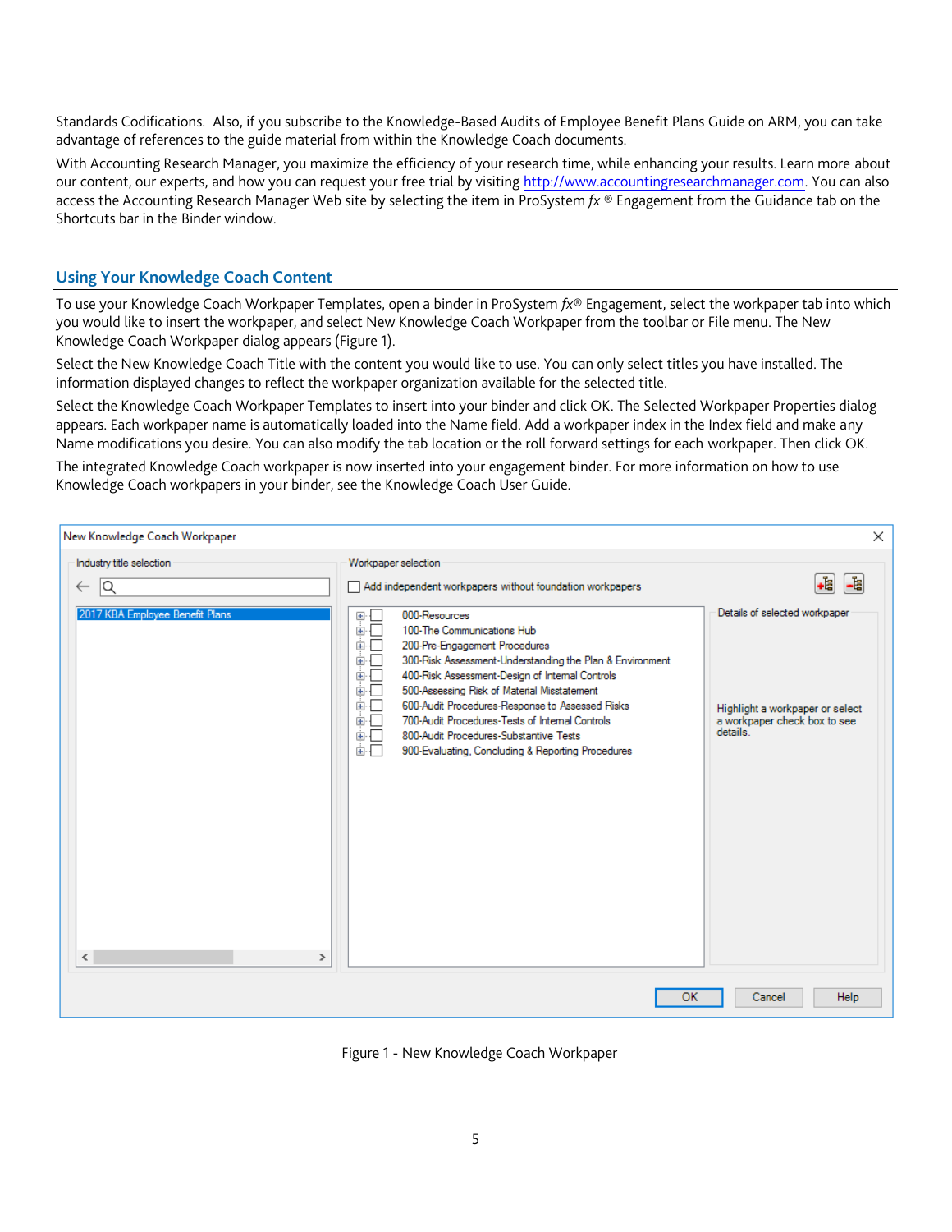Standards Codifications. Also, if you subscribe to the Knowledge-Based Audits of Employee Benefit Plans Guide on ARM, you can take advantage of references to the guide material from within the Knowledge Coach documents.

With Accounting Research Manager, you maximize the efficiency of your research time, while enhancing your results. Learn more about our content, our experts, and how you can request your free trial by visiting http://www.accountingresearchmanager.com. You can also access the Accounting Research Manager Web site by selecting the item in ProSystem *fx* ® Engagement from the Guidance tab on the Shortcuts bar in the Binder window.

## Using Your Knowledge Coach Content

To use your Knowledge Coach Workpaper Templates, open a binder in ProSystem *fx*® Engagement, select the workpaper tab into which you would like to insert the workpaper, and select New Knowledge Coach Workpaper from the toolbar or File menu. The New Knowledge Coach Workpaper dialog appears (Figure 1).

Select the New Knowledge Coach Title with the content you would like to use. You can only select titles you have installed. The information displayed changes to reflect the workpaper organization available for the selected title.

Select the Knowledge Coach Workpaper Templates to insert into your binder and click OK. The Selected Workpaper Properties dialog appears. Each workpaper name is automatically loaded into the Name field. Add a workpaper index in the Index field and make any Name modifications you desire. You can also modify the tab location or the roll forward settings for each workpaper. Then click OK.

The integrated Knowledge Coach workpaper is now inserted into your engagement binder. For more information on how to use Knowledge Coach workpapers in your binder, see the Knowledge Coach User Guide.

Figure 1 - New Knowledge Coach Workpaper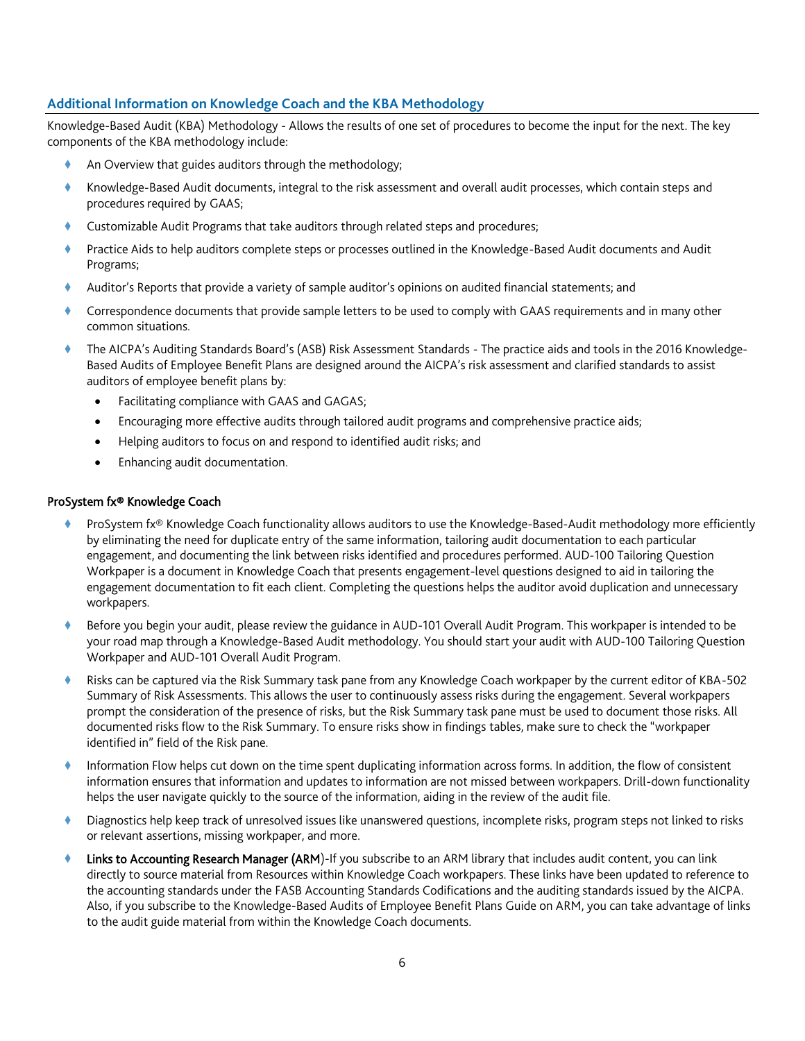## Additional Information on Knowledge Coach and the KBA Methodology

Knowledge-Based Audit (KBA) Methodology - Allows the results of one set of procedures to become the input for the next. The key components of the KBA methodology include:

- An Overview that guides auditors through the methodology;
- Knowledge-Based Audit documents, integral to the risk assessment and overall audit processes, which contain steps and procedures required by GAAS;
- Customizable Audit Programs that take auditors through related steps and procedures;
- Practice Aids to help auditors complete steps or processes outlined in the Knowledge-Based Audit documents and Audit Programs;
- Auditor's Reports that provide a variety of sample auditor's opinions on audited financial statements; and
- Correspondence documents that provide sample letters to be used to comply with GAAS requirements and in many other common situations.
- The AICPA's Auditing Standards Board's (ASB) Risk Assessment Standards - The practice aids and tools in the 2016 Knowledge-Based Audits of Employee Benefit Plans are designed around the AICPA's risk assessment and clarified standards to assist auditors of employee benefit plans by:
  - Facilitating compliance with GAAS and GAGAS;
  - Encouraging more effective audits through tailored audit programs and comprehensive practice aids;
  - Helping auditors to focus on and respond to identified audit risks; and
  - Enhancing audit documentation.

### ProSystem fx® Knowledge Coach

- ProSystem fx® Knowledge Coach functionality allows auditors to use the Knowledge-Based-Audit methodology more efficiently by eliminating the need for duplicate entry of the same information, tailoring audit documentation to each particular engagement, and documenting the link between risks identified and procedures performed. AUD-100 Tailoring Question Workpaper is a document in Knowledge Coach that presents engagement-level questions designed to aid in tailoring the engagement documentation to fit each client. Completing the questions helps the auditor avoid duplication and unnecessary workpapers.
- Before you begin your audit, please review the guidance in AUD-101 Overall Audit Program. This workpaper is intended to be your road map through a Knowledge-Based Audit methodology. You should start your audit with AUD-100 Tailoring Question Workpaper and AUD-101 Overall Audit Program.
- Risks can be captured via the Risk Summary task pane from any Knowledge Coach workpaper by the current editor of KBA-502 Summary of Risk Assessments. This allows the user to continuously assess risks during the engagement. Several workpapers prompt the consideration of the presence of risks, but the Risk Summary task pane must be used to document those risks. All documented risks flow to the Risk Summary. To ensure risks show in findings tables, make sure to check the "workpaper identified in" field of the Risk pane.
- Information Flow helps cut down on the time spent duplicating information across forms. In addition, the flow of consistent information ensures that information and updates to information are not missed between workpapers. Drill-down functionality helps the user navigate quickly to the source of the information, aiding in the review of the audit file.
- Diagnostics help keep track of unresolved issues like unanswered questions, incomplete risks, program steps not linked to risks or relevant assertions, missing workpaper, and more.
- **Links to Accounting Research Manager (ARM)**-If you subscribe to an ARM library that includes audit content, you can link directly to source material from Resources within Knowledge Coach workpapers. These links have been updated to reference to the accounting standards under the FASB Accounting Standards Codifications and the auditing standards issued by the AICPA. Also, if you subscribe to the Knowledge-Based Audits of Employee Benefit Plans Guide on ARM, you can take advantage of links to the audit guide material from within the Knowledge Coach documents.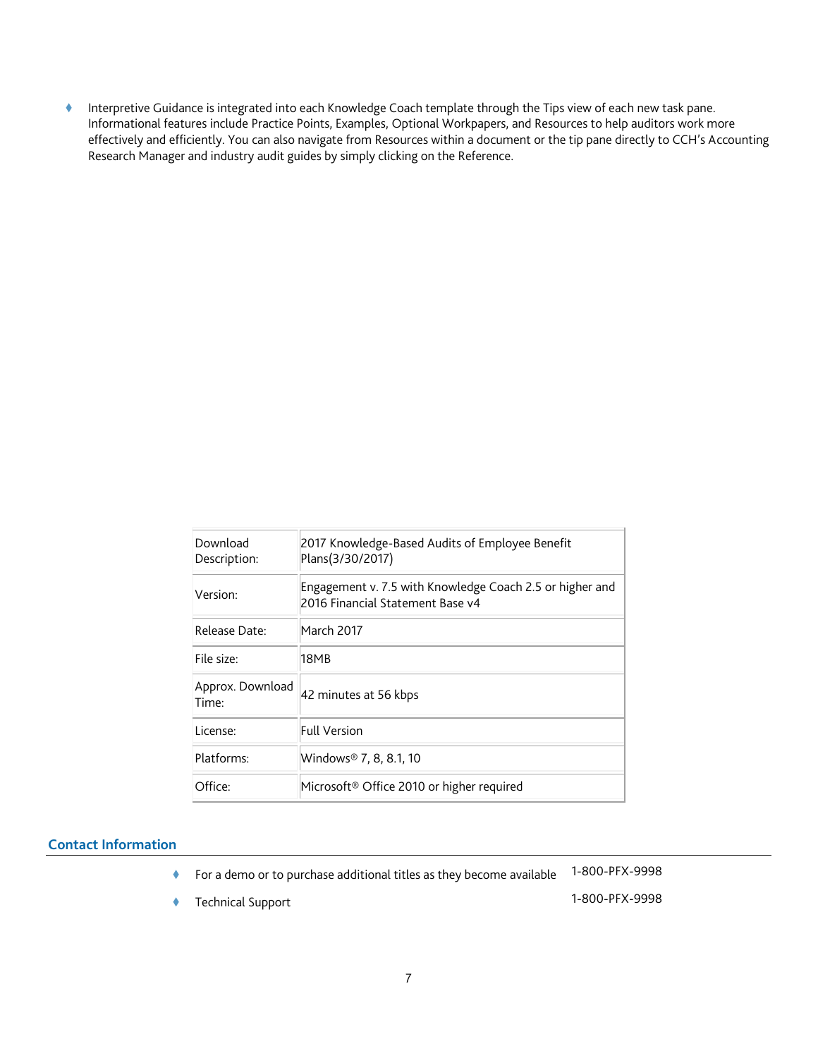- Interpretive Guidance is integrated into each Knowledge Coach template through the Tips view of each new task pane. Informational features include Practice Points, Examples, Optional Workpapers, and Resources to help auditors work more effectively and efficiently. You can also navigate from Resources within a document or the tip pane directly to CCH's Accounting Research Manager and industry audit guides by simply clicking on the Reference.

| | |
|---|---|
| Download Description: | 2017 Knowledge-Based Audits of Employee Benefit Plans(3/30/2017) |
| Version: | Engagement v. 7.5 with Knowledge Coach 2.5 or higher and 2016 Financial Statement Base v4 |
| Release Date: | March 2017 |
| File size: | 18MB |
| Approx. Download Time: | 42 minutes at 56 kbps |
| License: | Full Version |
| Platforms: | Windows® 7, 8, 8.1, 10 |
| Office: | Microsoft® Office 2010 or higher required |

## Contact Information

- For a demo or to purchase additional titles as they become available 1-800-PFX-9998
- Technical Support 1-800-PFX-9998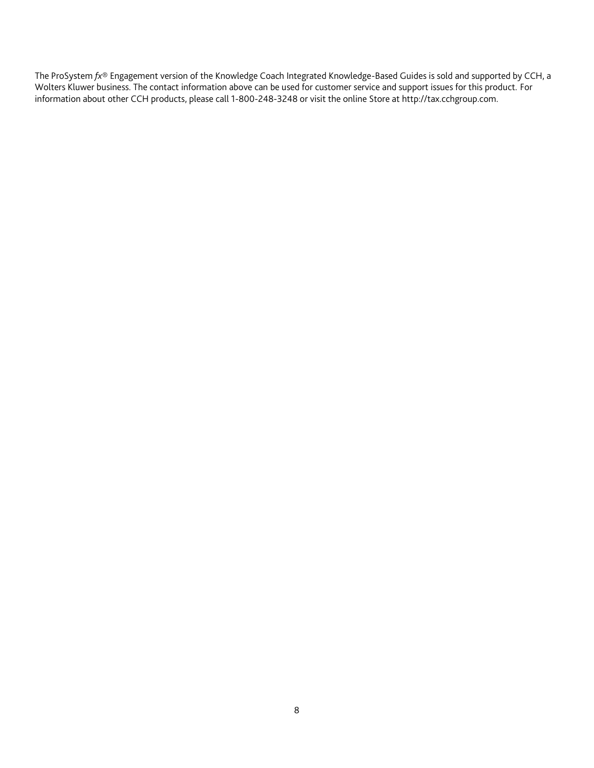The ProSystem *fx*® Engagement version of the Knowledge Coach Integrated Knowledge-Based Guides is sold and supported by CCH, a Wolters Kluwer business. The contact information above can be used for customer service and support issues for this product. For information about other CCH products, please call 1-800-248-3248 or visit the online Store at http://tax.cchgroup.com.